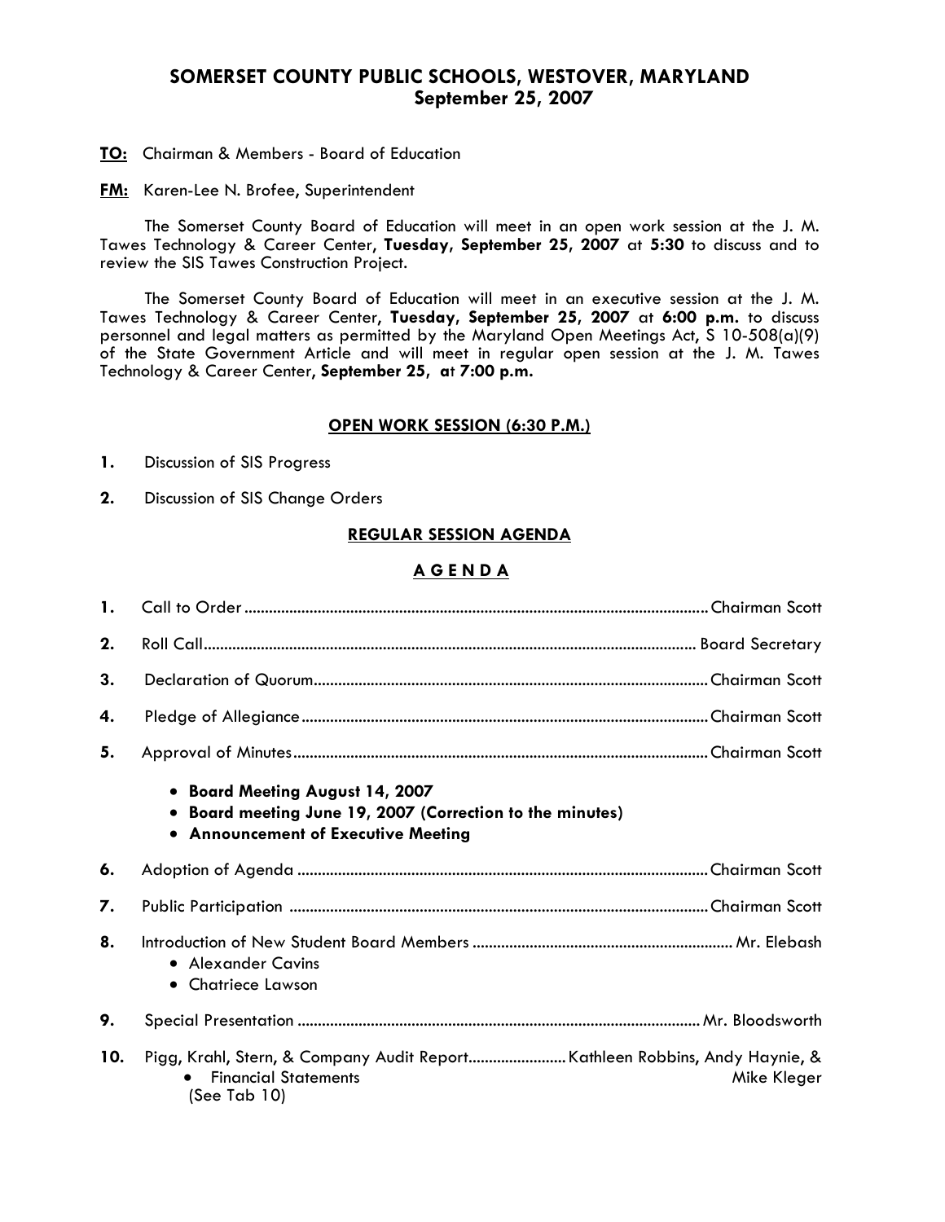# SOMERSET COUNTY PUBLIC SCHOOLS, WESTOVER, MARYLAND
## September 25, 2007

**TO:** Chairman & Members - Board of Education

**FM:** Karen-Lee N. Brofee, Superintendent

The Somerset County Board of Education will meet in an open work session at the J. M. Tawes Technology & Career Center**, Tuesday, September 25, 2007** at **5:30** to discuss and to review the SIS Tawes Construction Project.

The Somerset County Board of Education will meet in an executive session at the J. M. Tawes Technology & Career Center**, Tuesday, September 25, 2007** at **6:00 p.m.** to discuss personnel and legal matters as permitted by the Maryland Open Meetings Act, S 10-508(a)(9) of the State Government Article and will meet in regular open session at the J. M. Tawes Technology & Career Center**, September 25, at 7:00 p.m.**

### OPEN WORK SESSION (6:30 P.M.)

**1.** Discussion of SIS Progress

**2.** Discussion of SIS Change Orders

### REGULAR SESSION AGENDA

### A G E N D A

**1.** Call to Order .......... Chairman Scott

**2.** Roll Call .......... Board Secretary

**3.** Declaration of Quorum .......... Chairman Scott

**4.** Pledge of Allegiance .......... Chairman Scott

**5.** Approval of Minutes .......... Chairman Scott

- **Board Meeting August 14, 2007**
- **Board meeting June 19, 2007 (Correction to the minutes)**
- **Announcement of Executive Meeting**

**6.** Adoption of Agenda .......... Chairman Scott

**7.** Public Participation .......... Chairman Scott

**8.** Introduction of New Student Board Members .......... Mr. Elebash
- Alexander Cavins
- Chatriece Lawson

**9.** Special Presentation .......... Mr. Bloodsworth

**10.** Pigg, Krahl, Stern, & Company Audit Report .......... Kathleen Robbins, Andy Haynie, & Mike Kleger
- Financial Statements

(See Tab 10)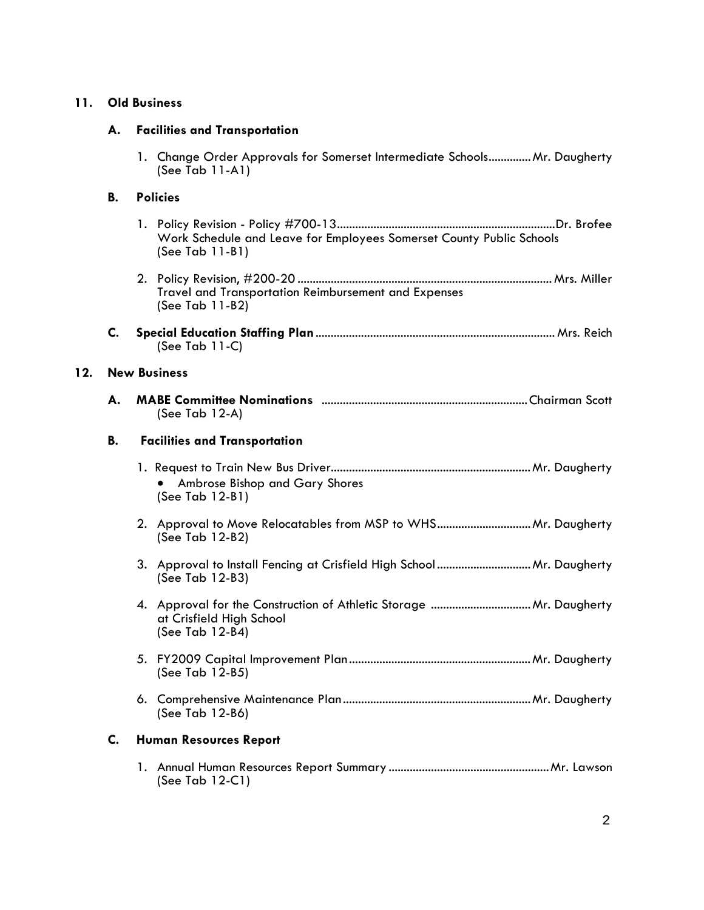## 11. Old Business

### A. Facilities and Transportation

1. Change Order Approvals for Somerset Intermediate Schools.............Mr. Daugherty
   (See Tab 11-A1)

### B. Policies

1. Policy Revision - Policy #700-13.......................................................................Dr. Brofee
   Work Schedule and Leave for Employees Somerset County Public Schools
   (See Tab 11-B1)

2. Policy Revision, #200-20 ..................................................................................Mrs. Miller
   Travel and Transportation Reimbursement and Expenses
   (See Tab 11-B2)

### C. Special Education Staffing Plan ............................................................................. Mrs. Reich

(See Tab 11-C)

## 12. New Business

### A. MABE Committee Nominations ...................................................................Chairman Scott

(See Tab 12-A)

### B. Facilities and Transportation

1. Request to Train New Bus Driver.................................................................Mr. Daugherty
   - Ambrose Bishop and Gary Shores

   (See Tab 12-B1)

2. Approval to Move Relocatables from MSP to WHS...............................Mr. Daugherty
   (See Tab 12-B2)

3. Approval to Install Fencing at Crisfield High School ...............................Mr. Daugherty
   (See Tab 12-B3)

4. Approval for the Construction of Athletic Storage .................................Mr. Daugherty
   at Crisfield High School
   (See Tab 12-B4)

5. FY2009 Capital Improvement Plan...........................................................Mr. Daugherty
   (See Tab 12-B5)

6. Comprehensive Maintenance Plan.............................................................Mr. Daugherty
   (See Tab 12-B6)

### C. Human Resources Report

1. Annual Human Resources Report Summary ....................................................Mr. Lawson
   (See Tab 12-C1)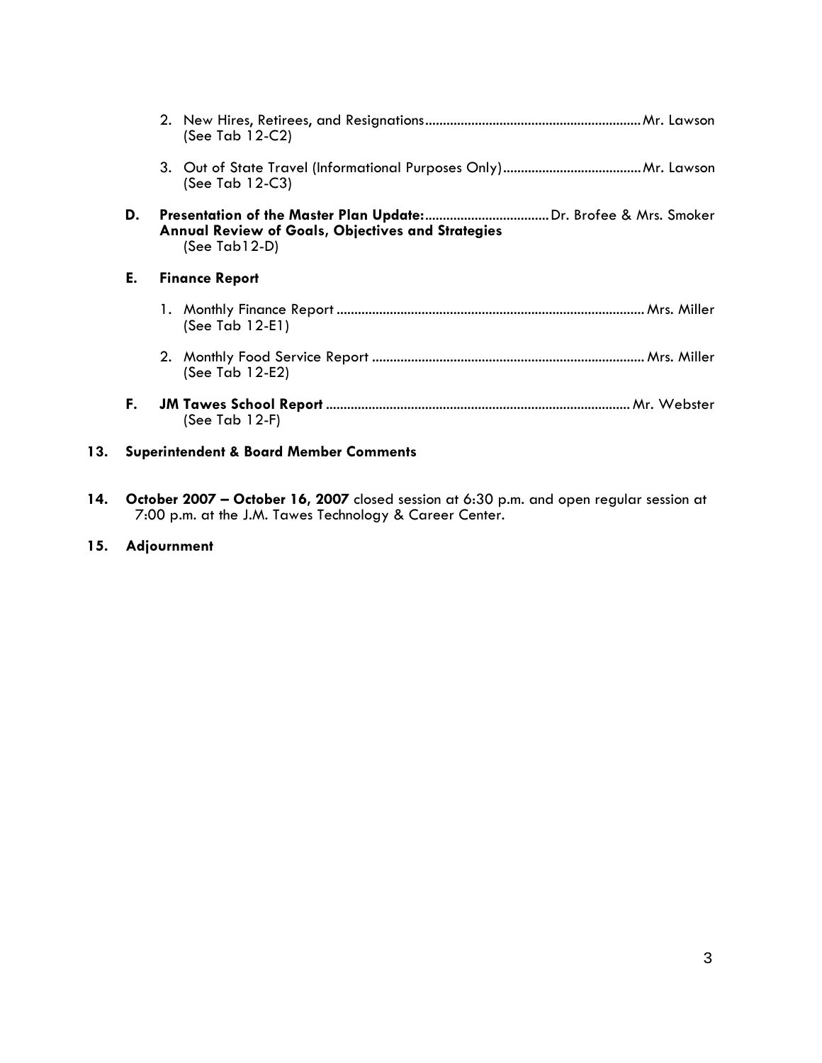2. New Hires, Retirees, and Resignations............................................................Mr. Lawson
   (See Tab 12-C2)

3. Out of State Travel (Informational Purposes Only).......................................Mr. Lawson
   (See Tab 12-C3)

**D. Presentation of the Master Plan Update:**...................................Dr. Brofee & Mrs. Smoker
**Annual Review of Goals, Objectives and Strategies**
(See Tab12-D)

**E. Finance Report**

1. Monthly Finance Report ......................................................................................Mrs. Miller
   (See Tab 12-E1)

2. Monthly Food Service Report ............................................................................Mrs. Miller
   (See Tab 12-E2)

**F. JM Tawes School Report** .....................................................................................Mr. Webster
(See Tab 12-F)

**13. Superintendent & Board Member Comments**

**14. October 2007 – October 16, 2007** closed session at 6:30 p.m. and open regular session at 7:00 p.m. at the J.M. Tawes Technology & Career Center.

**15. Adjournment**